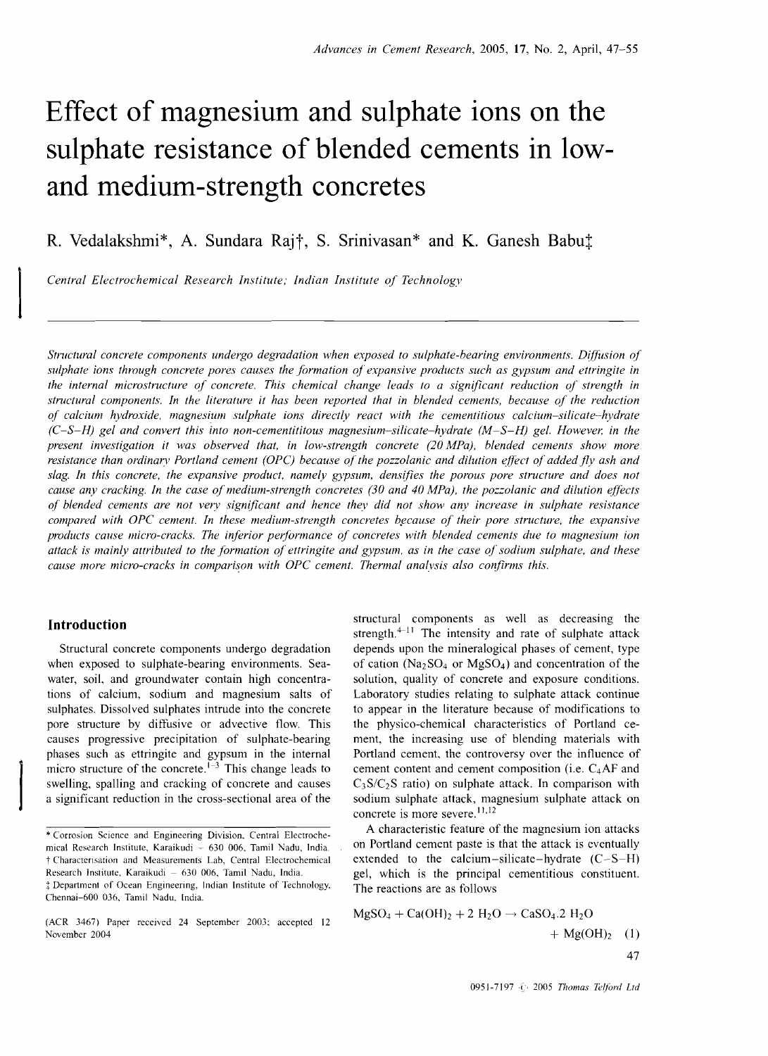# Effect of magnesium and sulphate ions on the sulphate resistance of blended cements in low- and medium-strength concretes

R. Vedalakshmi*, A. Sundara Raj†, S. Srinivasan* and K. Ganesh Babu‡

*Central Electrochemical Research Institute; Indian Institute of Technology*

*Structural concrete components undergo degradation when exposed to sulphate-bearing environments. Diffusion of sulphate ions through concrete pores causes the formation of expansive products such as gypsum and ettringite in the internal microstructure of concrete. This chemical change leads to a significant reduction of strength in structural components. In the literature it has been reported that in blended cements, because of the reduction of calcium hydroxide, magnesium sulphate ions directly react with the cementitious calcium-silicate-hydrate (C–S–H) gel and convert this into non-cementititous magnesium-silicate-hydrate (M–S–H) gel. However, in the present investigation it was observed that, in low-strength concrete (20 MPa), blended cements show more resistance than ordinary Portland cement (OPC) because of the pozzolanic and dilution effect of added fly ash and slag. In this concrete, the expansive product, namely gypsum, densifies the porous pore structure and does not cause any cracking. In the case of medium-strength concretes (30 and 40 MPa), the pozzolanic and dilution effects of blended cements are not very significant and hence they did not show any increase in sulphate resistance compared with OPC cement. In these medium-strength concretes because of their pore structure, the expansive products cause micro-cracks. The inferior performance of concretes with blended cements due to magnesium ion attack is mainly attributed to the formation of ettringite and gypsum, as in the case of sodium sulphate, and these cause more micro-cracks in comparison with OPC cement. Thermal analysis also confirms this.*

## Introduction

Structural concrete components undergo degradation when exposed to sulphate-bearing environments. Seawater, soil, and groundwater contain high concentrations of calcium, sodium and magnesium salts of sulphates. Dissolved sulphates intrude into the concrete pore structure by diffusive or advective flow. This causes progressive precipitation of sulphate-bearing phases such as ettringite and gypsum in the internal micro structure of the concrete.[1–3] This change leads to swelling, spalling and cracking of concrete and causes a significant reduction in the cross-sectional area of the structural components as well as decreasing the strength.[4–11] The intensity and rate of sulphate attack depends upon the mineralogical phases of cement, type of cation ($Na_2SO_4$ or $MgSO_4$) and concentration of the solution, quality of concrete and exposure conditions. Laboratory studies relating to sulphate attack continue to appear in the literature because of modifications to the physico-chemical characteristics of Portland cement, the increasing use of blending materials with Portland cement, the controversy over the influence of cement content and cement composition (i.e. $C_4AF$ and $C_3S/C_2S$ ratio) on sulphate attack. In comparison with sodium sulphate attack, magnesium sulphate attack on concrete is more severe.[11,12]

A characteristic feature of the magnesium ion attacks on Portland cement paste is that the attack is eventually extended to the calcium–silicate–hydrate (C–S–H) gel, which is the principal cementitious constituent. The reactions are as follows

$$MgSO_4 + Ca(OH)_2 + 2\,H_2O \rightarrow CaSO_4.2\,H_2O + Mg(OH)_2 \quad (1)$$

\* Corrosion Science and Engineering Division, Central Electrochemical Research Institute, Karaikudi – 630 006, Tamil Nadu, India.
† Characterisation and Measurements Lab, Central Electrochemical Research Institute, Karaikudi – 630 006, Tamil Nadu, India.
‡ Department of Ocean Engineering, Indian Institute of Technology, Chennai-600 036, Tamil Nadu, India.

(ACR 3467) Paper received 24 September 2003; accepted 12 November 2004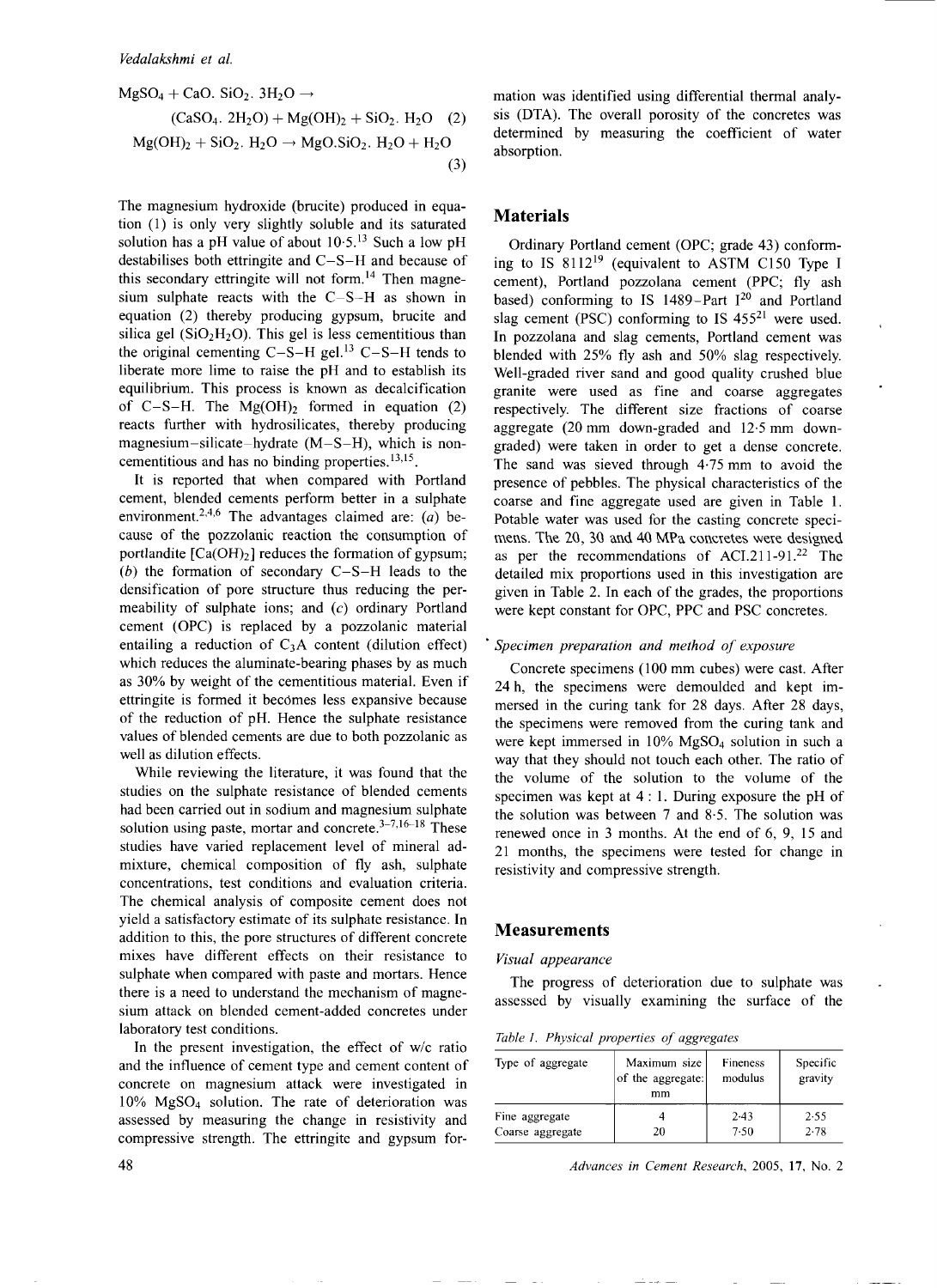$$MgSO_4 + CaO.\ SiO_2.\ 3H_2O \rightarrow (CaSO_4.\ 2H_2O) + Mg(OH)_2 + SiO_2.\ H_2O \quad (2)$$

$$Mg(OH)_2 + SiO_2.\ H_2O \rightarrow MgO.SiO_2.\ H_2O + H_2O \quad (3)$$

The magnesium hydroxide (brucite) produced in equation (1) is only very slightly soluble and its saturated solution has a pH value of about 10·5.[13] Such a low pH destabilises both ettringite and C–S–H and because of this secondary ettringite will not form.[14] Then magnesium sulphate reacts with the C–S–H as shown in equation (2) thereby producing gypsum, brucite and silica gel ($SiO_2H_2O$). This gel is less cementitious than the original cementing C–S–H gel.[13] C–S–H tends to liberate more lime to raise the pH and to establish its equilibrium. This process is known as decalcification of C–S–H. The $Mg(OH)_2$ formed in equation (2) reacts further with hydrosilicates, thereby producing magnesium–silicate–hydrate (M–S–H), which is non-cementitious and has no binding properties.[13,15].

It is reported that when compared with Portland cement, blended cements perform better in a sulphate environment.[2,4,6] The advantages claimed are: (*a*) because of the pozzolanic reaction the consumption of portlandite [$Ca(OH)_2$] reduces the formation of gypsum; (*b*) the formation of secondary C–S–H leads to the densification of pore structure thus reducing the permeability of sulphate ions; and (*c*) ordinary Portland cement (OPC) is replaced by a pozzolanic material entailing a reduction of $C_3A$ content (dilution effect) which reduces the aluminate-bearing phases by as much as 30% by weight of the cementitious material. Even if ettringite is formed it becomes less expansive because of the reduction of pH. Hence the sulphate resistance values of blended cements are due to both pozzolanic as well as dilution effects.

While reviewing the literature, it was found that the studies on the sulphate resistance of blended cements had been carried out in sodium and magnesium sulphate solution using paste, mortar and concrete.[3–7,16–18] These studies have varied replacement level of mineral admixture, chemical composition of fly ash, sulphate concentrations, test conditions and evaluation criteria. The chemical analysis of composite cement does not yield a satisfactory estimate of its sulphate resistance. In addition to this, the pore structures of different concrete mixes have different effects on their resistance to sulphate when compared with paste and mortars. Hence there is a need to understand the mechanism of magnesium attack on blended cement-added concretes under laboratory test conditions.

In the present investigation, the effect of w/c ratio and the influence of cement type and cement content of concrete on magnesium attack were investigated in 10% $MgSO_4$ solution. The rate of deterioration was assessed by measuring the change in resistivity and compressive strength. The ettringite and gypsum formation was identified using differential thermal analysis (DTA). The overall porosity of the concretes was determined by measuring the coefficient of water absorption.

## Materials

Ordinary Portland cement (OPC; grade 43) conforming to IS 8112[19] (equivalent to ASTM C150 Type I cement), Portland pozzolana cement (PPC; fly ash based) conforming to IS 1489–Part I[20] and Portland slag cement (PSC) conforming to IS 455[21] were used. In pozzolana and slag cements, Portland cement was blended with 25% fly ash and 50% slag respectively. Well-graded river sand and good quality crushed blue granite were used as fine and coarse aggregates respectively. The different size fractions of coarse aggregate (20 mm down-graded and 12·5 mm down-graded) were taken in order to get a dense concrete. The sand was sieved through 4·75 mm to avoid the presence of pebbles. The physical characteristics of the coarse and fine aggregate used are given in Table 1. Potable water was used for the casting concrete specimens. The 20, 30 and 40 MPa concretes were designed as per the recommendations of ACI.211-91.[22] The detailed mix proportions used in this investigation are given in Table 2. In each of the grades, the proportions were kept constant for OPC, PPC and PSC concretes.

### *Specimen preparation and method of exposure*

Concrete specimens (100 mm cubes) were cast. After 24 h, the specimens were demoulded and kept immersed in the curing tank for 28 days. After 28 days, the specimens were removed from the curing tank and were kept immersed in 10% $MgSO_4$ solution in such a way that they should not touch each other. The ratio of the volume of the solution to the volume of the specimen was kept at 4 : 1. During exposure the pH of the solution was between 7 and 8·5. The solution was renewed once in 3 months. At the end of 6, 9, 15 and 21 months, the specimens were tested for change in resistivity and compressive strength.

## Measurements

### *Visual appearance*

The progress of deterioration due to sulphate was assessed by visually examining the surface of the

*Table 1. Physical properties of aggregates*

| Type of aggregate | Maximum size of the aggregate: mm | Fineness modulus | Specific gravity |
|---|---|---|---|
| Fine aggregate | 4 | 2·43 | 2·55 |
| Coarse aggregate | 20 | 7·50 | 2·78 |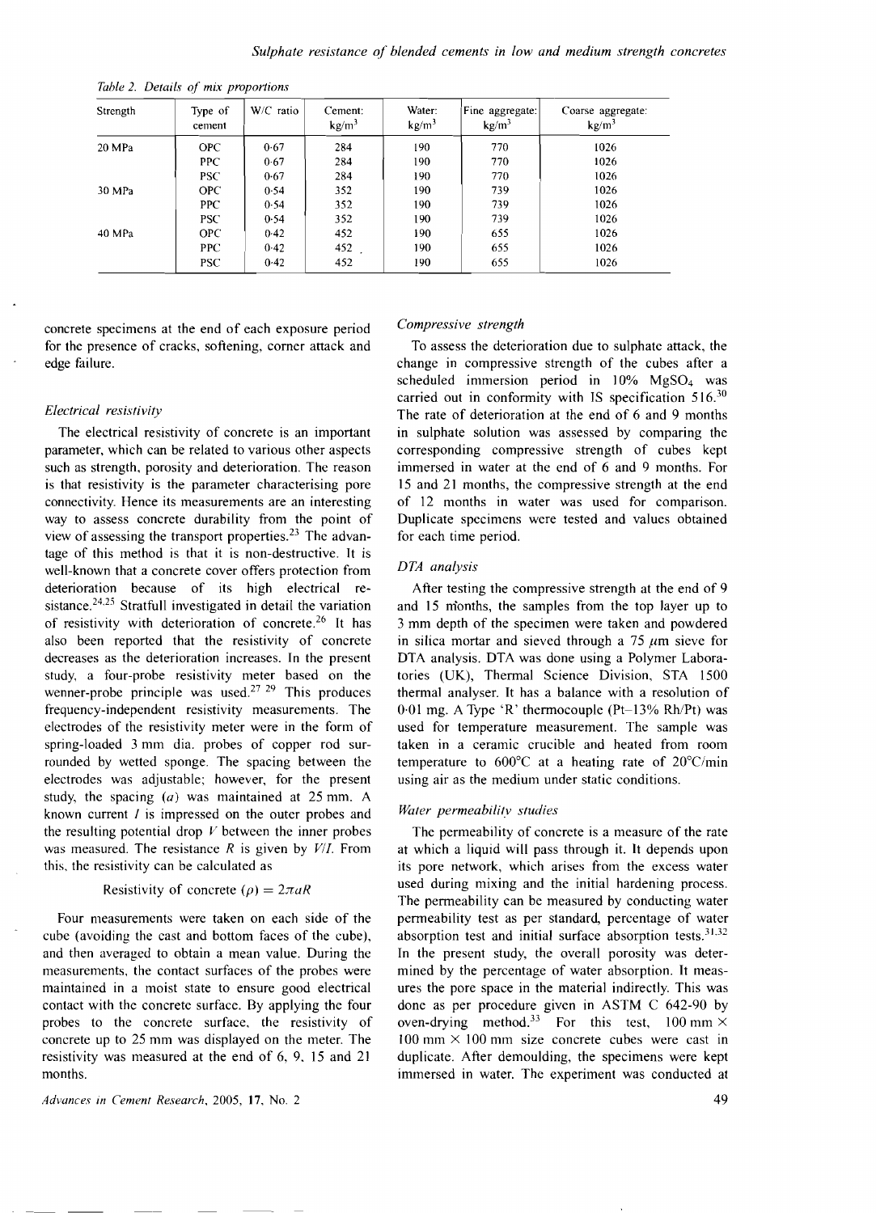Table 2. Details of mix proportions

| Strength | Type of cement | W/C ratio | Cement: kg/m$^3$ | Water: kg/m$^3$ | Fine aggregate: kg/m$^3$ | Coarse aggregate: kg/m$^3$ |
|---|---|---|---|---|---|---|
| 20 MPa | OPC | 0·67 | 284 | 190 | 770 | 1026 |
| | PPC | 0·67 | 284 | 190 | 770 | 1026 |
| | PSC | 0·67 | 284 | 190 | 770 | 1026 |
| 30 MPa | OPC | 0·54 | 352 | 190 | 739 | 1026 |
| | PPC | 0·54 | 352 | 190 | 739 | 1026 |
| | PSC | 0·54 | 352 | 190 | 739 | 1026 |
| 40 MPa | OPC | 0·42 | 452 | 190 | 655 | 1026 |
| | PPC | 0·42 | 452 | 190 | 655 | 1026 |
| | PSC | 0·42 | 452 | 190 | 655 | 1026 |

concrete specimens at the end of each exposure period for the presence of cracks, softening, corner attack and edge failure.

### *Electrical resistivity*

The electrical resistivity of concrete is an important parameter, which can be related to various other aspects such as strength, porosity and deterioration. The reason is that resistivity is the parameter characterising pore connectivity. Hence its measurements are an interesting way to assess concrete durability from the point of view of assessing the transport properties.[23] The advantage of this method is that it is non-destructive. It is well-known that a concrete cover offers protection from deterioration because of its high electrical resistance.[24,25] Stratfull investigated in detail the variation of resistivity with deterioration of concrete.[26] It has also been reported that the resistivity of concrete decreases as the deterioration increases. In the present study, a four-probe resistivity meter based on the wenner-probe principle was used.[27–29] This produces frequency-independent resistivity measurements. The electrodes of the resistivity meter were in the form of spring-loaded 3 mm dia. probes of copper rod surrounded by wetted sponge. The spacing between the electrodes was adjustable; however, for the present study, the spacing ($a$) was maintained at 25 mm. A known current $I$ is impressed on the outer probes and the resulting potential drop $V$ between the inner probes was measured. The resistance $R$ is given by $V/I$. From this, the resistivity can be calculated as

$$\text{Resistivity of concrete } (\rho) = 2\pi a R$$

Four measurements were taken on each side of the cube (avoiding the cast and bottom faces of the cube), and then averaged to obtain a mean value. During the measurements, the contact surfaces of the probes were maintained in a moist state to ensure good electrical contact with the concrete surface. By applying the four probes to the concrete surface, the resistivity of concrete up to 25 mm was displayed on the meter. The resistivity was measured at the end of 6, 9, 15 and 21 months.

### *Compressive strength*

To assess the deterioration due to sulphate attack, the change in compressive strength of the cubes after a scheduled immersion period in 10% $MgSO_4$ was carried out in conformity with IS specification 516.[30] The rate of deterioration at the end of 6 and 9 months in sulphate solution was assessed by comparing the corresponding compressive strength of cubes kept immersed in water at the end of 6 and 9 months. For 15 and 21 months, the compressive strength at the end of 12 months in water was used for comparison. Duplicate specimens were tested and values obtained for each time period.

### *DTA analysis*

After testing the compressive strength at the end of 9 and 15 months, the samples from the top layer up to 3 mm depth of the specimen were taken and powdered in silica mortar and sieved through a 75 $\mu$m sieve for DTA analysis. DTA was done using a Polymer Laboratories (UK), Thermal Science Division, STA 1500 thermal analyser. It has a balance with a resolution of 0·01 mg. A Type 'R' thermocouple (Pt–13% Rh/Pt) was used for temperature measurement. The sample was taken in a ceramic crucible and heated from room temperature to 600°C at a heating rate of 20°C/min using air as the medium under static conditions.

### *Water permeability studies*

The permeability of concrete is a measure of the rate at which a liquid will pass through it. It depends upon its pore network, which arises from the excess water used during mixing and the initial hardening process. The permeability can be measured by conducting water permeability test as per standard, percentage of water absorption test and initial surface absorption tests.[31,32] In the present study, the overall porosity was determined by the percentage of water absorption. It measures the pore space in the material indirectly. This was done as per procedure given in ASTM C 642-90 by oven-drying method.[33] For this test, 100 mm × 100 mm × 100 mm size concrete cubes were cast in duplicate. After demoulding, the specimens were kept immersed in water. The experiment was conducted at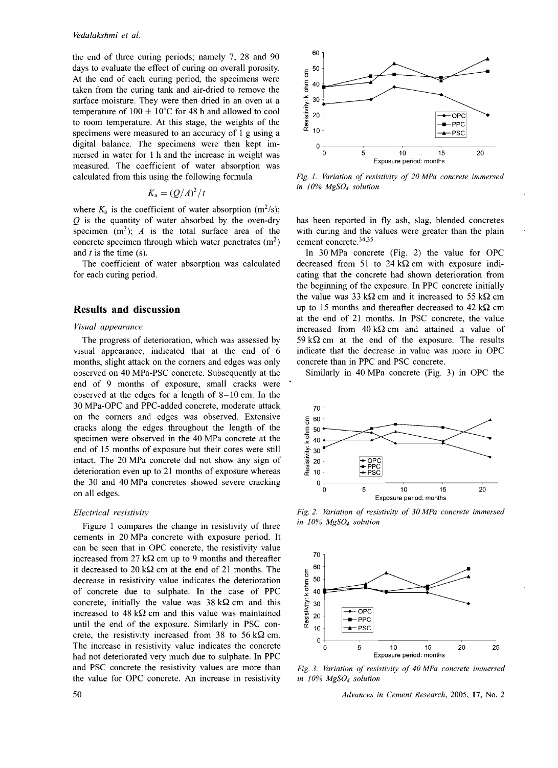the end of three curing periods; namely 7, 28 and 90 days to evaluate the effect of curing on overall porosity. At the end of each curing period, the specimens were taken from the curing tank and air-dried to remove the surface moisture. They were then dried in an oven at a temperature of $100 \pm 10°C$ for 48 h and allowed to cool to room temperature. At this stage, the weights of the specimens were measured to an accuracy of 1 g using a digital balance. The specimens were then kept immersed in water for 1 h and the increase in weight was measured. The coefficient of water absorption was calculated from this using the following formula

$$K_a = (Q/A)^2/t$$

where $K_a$ is the coefficient of water absorption ($m^2/s$); $Q$ is the quantity of water absorbed by the oven-dry specimen ($m^3$); $A$ is the total surface area of the concrete specimen through which water penetrates ($m^2$) and $t$ is the time (s).

The coefficient of water absorption was calculated for each curing period.

## Results and discussion

### *Visual appearance*

The progress of deterioration, which was assessed by visual appearance, indicated that at the end of 6 months, slight attack on the corners and edges was only observed on 40 MPa-PSC concrete. Subsequently at the end of 9 months of exposure, small cracks were observed at the edges for a length of 8–10 cm. In the 30 MPa-OPC and PPC-added concrete, moderate attack on the corners and edges was observed. Extensive cracks along the edges throughout the length of the specimen were observed in the 40 MPa concrete at the end of 15 months of exposure but their cores were still intact. The 20 MPa concrete did not show any sign of deterioration even up to 21 months of exposure whereas the 30 and 40 MPa concretes showed severe cracking on all edges.

### *Electrical resistivity*

Figure 1 compares the change in resistivity of three cements in 20 MPa concrete with exposure period. It can be seen that in OPC concrete, the resistivity value increased from 27 kΩ cm up to 9 months and thereafter it decreased to 20 kΩ cm at the end of 21 months. The decrease in resistivity value indicates the deterioration of concrete due to sulphate. In the case of PPC concrete, initially the value was 38 kΩ cm and this increased to 48 kΩ cm and this value was maintained until the end of the exposure. Similarly in PSC concrete, the resistivity increased from 38 to 56 kΩ cm. The increase in resistivity value indicates the concrete had not deteriorated very much due to sulphate. In PPC and PSC concrete the resistivity values are more than the value for OPC concrete. An increase in resistivity has been reported in fly ash, slag, blended concretes with curing and the values were greater than the plain cement concrete.[34,35]

*Fig. 1. Variation of resistivity of 20 MPa concrete immersed in 10% $MgSO_4$ solution*

In 30 MPa concrete (Fig. 2) the value for OPC decreased from 51 to 24 kΩ cm with exposure indicating that the concrete had shown deterioration from the beginning of the exposure. In PPC concrete initially the value was 33 kΩ cm and it increased to 55 kΩ cm up to 15 months and thereafter decreased to 42 kΩ cm at the end of 21 months. In PSC concrete, the value increased from 40 kΩ cm and attained a value of 59 kΩ cm at the end of the exposure. The results indicate that the decrease in value was more in OPC concrete than in PPC and PSC concrete.

Similarly in 40 MPa concrete (Fig. 3) in OPC the

*Fig. 2. Variation of resistivity of 30 MPa concrete immersed in 10% $MgSO_4$ solution*

*Fig. 3. Variation of resistivity of 40 MPa concrete immersed in 10% $MgSO_4$ solution*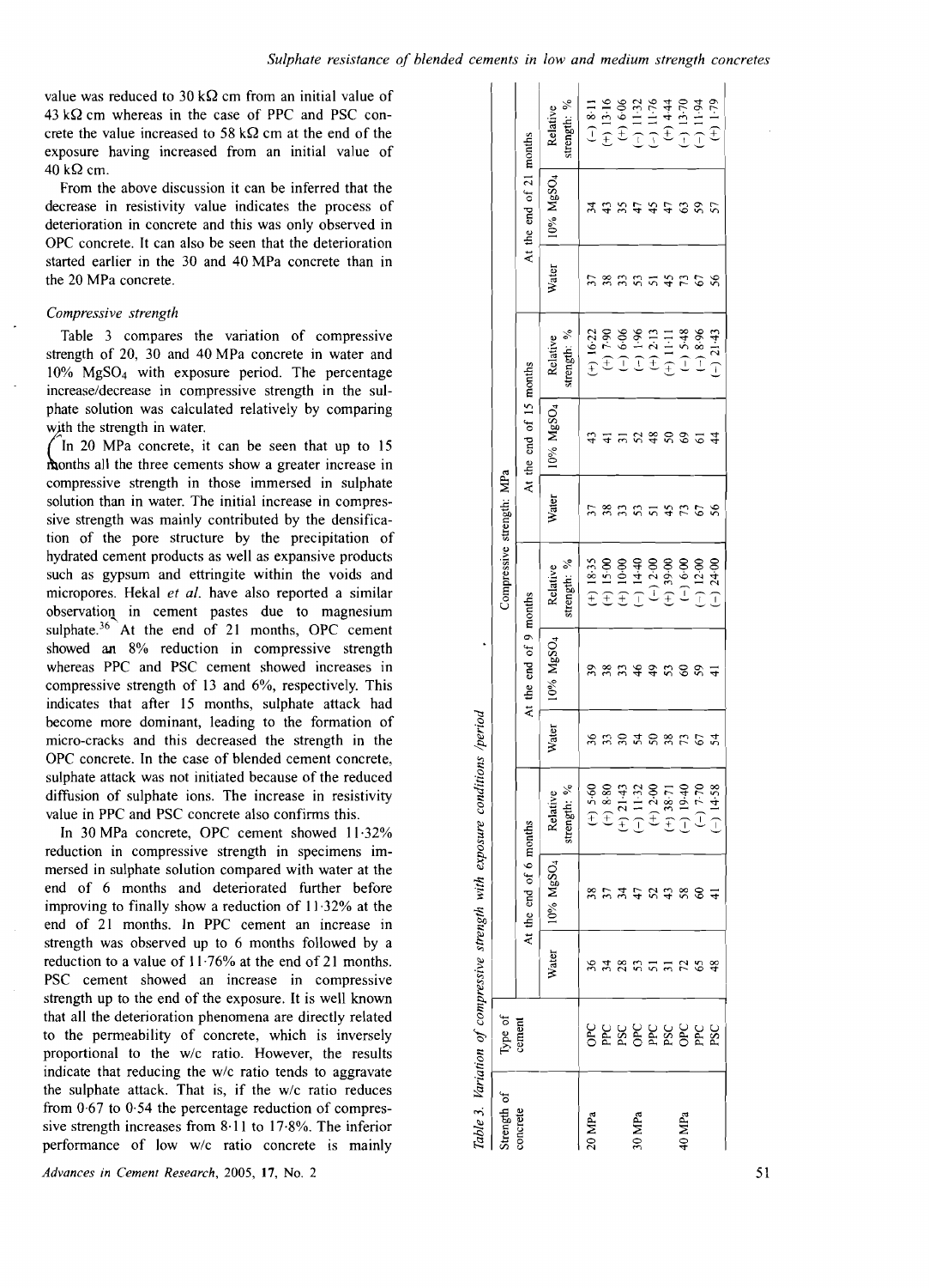value was reduced to 30 kΩ cm from an initial value of 43 kΩ cm whereas in the case of PPC and PSC concrete the value increased to 58 kΩ cm at the end of the exposure having increased from an initial value of 40 kΩ cm.

From the above discussion it can be inferred that the decrease in resistivity value indicates the process of deterioration in concrete and this was only observed in OPC concrete. It can also be seen that the deterioration started earlier in the 30 and 40 MPa concrete than in the 20 MPa concrete.

### *Compressive strength*

Table 3 compares the variation of compressive strength of 20, 30 and 40 MPa concrete in water and 10% $MgSO_4$ with exposure period. The percentage increase/decrease in compressive strength in the sulphate solution was calculated relatively by comparing with the strength in water.

In 20 MPa concrete, it can be seen that up to 15 months all the three cements show a greater increase in compressive strength in those immersed in sulphate solution than in water. The initial increase in compressive strength was mainly contributed by the densification of the pore structure by the precipitation of hydrated cement products as well as expansive products such as gypsum and ettringite within the voids and micropores. Hekal *et al.* have also reported a similar observation in cement pastes due to magnesium sulphate.[36] At the end of 21 months, OPC cement showed an 8% reduction in compressive strength whereas PPC and PSC cement showed increases in compressive strength of 13 and 6%, respectively. This indicates that after 15 months, sulphate attack had become more dominant, leading to the formation of micro-cracks and this decreased the strength in the OPC concrete. In the case of blended cement concrete, sulphate attack was not initiated because of the reduced diffusion of sulphate ions. The increase in resistivity value in PPC and PSC concrete also confirms this.

In 30 MPa concrete, OPC cement showed 11·32% reduction in compressive strength in specimens immersed in sulphate solution compared with water at the end of 6 months and deteriorated further before improving to finally show a reduction of 11·32% at the end of 21 months. In PPC cement an increase in strength was observed up to 6 months followed by a reduction to a value of 11·76% at the end of 21 months. PSC cement showed an increase in compressive strength up to the end of the exposure. It is well known that all the deterioration phenomena are directly related to the permeability of concrete, which is inversely proportional to the w/c ratio. However, the results indicate that reducing the w/c ratio tends to aggravate the sulphate attack. That is, if the w/c ratio reduces from 0·67 to 0·54 the percentage reduction of compressive strength increases from 8·11 to 17·8%. The inferior performance of low w/c ratio concrete is mainly

*Table 3. Variation of compressive strength with exposure conditions/period*

| Strength of concrete | Type of cement | Compressive strength: MPa | | | | | | | | | | | |
|---|---|---|---|---|---|---|---|---|---|---|---|---|---|
| | | At the end of 6 months | | | At the end of 9 months | | | At the end of 15 months | | | At the end of 21 months | | |
| | | Water | 10% $MgSO_4$ | Relative strength: % | Water | 10% $MgSO_4$ | Relative strength: % | Water | 10% $MgSO_4$ | Relative strength: % | Water | 10% $MgSO_4$ | Relative strength: % |
| 20 MPa | OPC | 36 | 38 | (+) 5·60 | 36 | 39 | (+) 18·35 | 37 | 43 | (+) 16·22 | 37 | 34 | (−) 8·11 |
| | PPC | 34 | 37 | (+) 8·80 | 33 | 38 | (+) 15·00 | 38 | 41 | (+) 7·90 | 38 | 43 | (+) 13·16 |
| | PSC | 28 | 34 | (+) 21·43 | 30 | 33 | (+) 10·00 | 33 | 31 | (−) 6·06 | 33 | 35 | (+) 6·06 |
| 30 MPa | OPC | 53 | 47 | (−) 11·32 | 54 | 46 | (−) 14·40 | 53 | 52 | (−) 1·96 | 53 | 47 | (−) 11·32 |
| | PPC | 51 | 52 | (+) 2·00 | 50 | 49 | (−) 2·00 | 51 | 48 | (+) 2·13 | 51 | 45 | (−) 11·76 |
| | PSC | 31 | 43 | (+) 38·71 | 38 | 53 | (+) 39·00 | 45 | 50 | (+) 11·11 | 45 | 47 | (+) 4·44 |
| 40 MPa | OPC | 72 | 58 | (−) 19·40 | 73 | 60 | (−) 6·00 | 73 | 69 | (−) 5·48 | 73 | 63 | (−) 13·70 |
| | PPC | 65 | 60 | (−) 7·70 | 67 | 59 | (−) 12·00 | 67 | 61 | (−) 8·96 | 67 | 59 | (−) 11·94 |
| | PSC | 48 | 41 | (−) 14·58 | 54 | 41 | (−) 24·00 | 56 | 44 | (−) 21·43 | 56 | 57 | (+) 1·79 |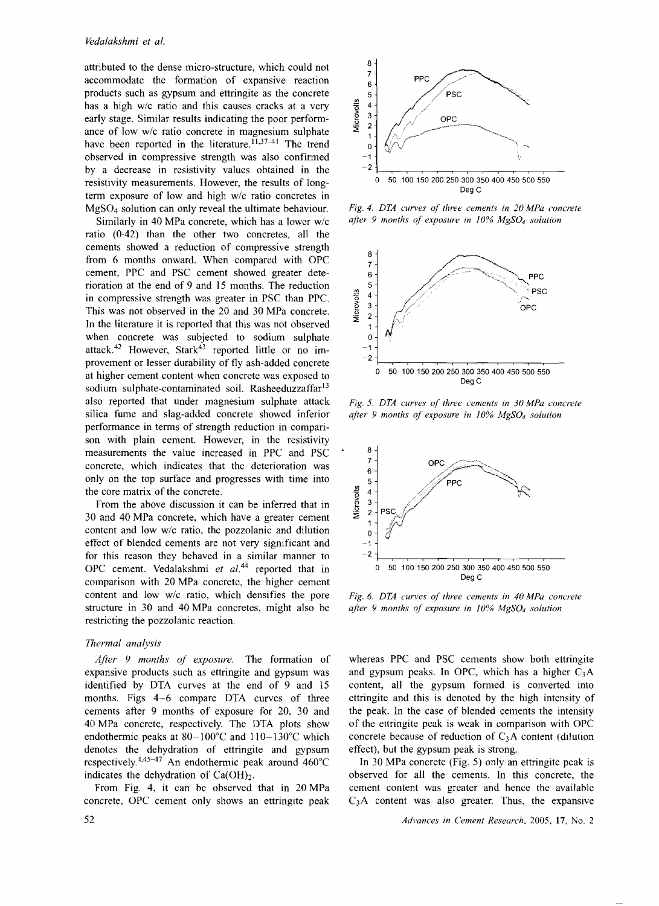attributed to the dense micro-structure, which could not accommodate the formation of expansive reaction products such as gypsum and ettringite as the concrete has a high w/c ratio and this causes cracks at a very early stage. Similar results indicating the poor performance of low w/c ratio concrete in magnesium sulphate have been reported in the literature.[11,37–41] The trend observed in compressive strength was also confirmed by a decrease in resistivity values obtained in the resistivity measurements. However, the results of long-term exposure of low and high w/c ratio concretes in $MgSO_4$ solution can only reveal the ultimate behaviour.

Similarly in 40 MPa concrete, which has a lower w/c ratio (0·42) than the other two concretes, all the cements showed a reduction of compressive strength from 6 months onward. When compared with OPC cement, PPC and PSC cement showed greater deterioration at the end of 9 and 15 months. The reduction in compressive strength was greater in PSC than PPC. This was not observed in the 20 and 30 MPa concrete. In the literature it is reported that this was not observed when concrete was subjected to sodium sulphate attack.[42] However, Stark[43] reported little or no improvement or lesser durability of fly ash-added concrete at higher cement content when concrete was exposed to sodium sulphate-contaminated soil. Rasheeduzzafar[13] also reported that under magnesium sulphate attack silica fume and slag-added concrete showed inferior performance in terms of strength reduction in comparison with plain cement. However, in the resistivity measurements the value increased in PPC and PSC concrete, which indicates that the deterioration was only on the top surface and progresses with time into the core matrix of the concrete.

From the above discussion it can be inferred that in 30 and 40 MPa concrete, which have a greater cement content and low w/c ratio, the pozzolanic and dilution effect of blended cements are not very significant and for this reason they behaved in a similar manner to OPC cement. Vedalakshmi *et al.*[44] reported that in comparison with 20 MPa concrete, the higher cement content and low w/c ratio, which densifies the pore structure in 30 and 40 MPa concretes, might also be restricting the pozzolanic reaction.

### *Thermal analysis*

*After 9 months of exposure.* The formation of expansive products such as ettringite and gypsum was identified by DTA curves at the end of 9 and 15 months. Figs 4–6 compare DTA curves of three cements after 9 months of exposure for 20, 30 and 40 MPa concrete, respectively. The DTA plots show endothermic peaks at 80–100°C and 110–130°C which denotes the dehydration of ettringite and gypsum respectively.[4,45–47] An endothermic peak around 460°C indicates the dehydration of $Ca(OH)_2$.

From Fig. 4, it can be observed that in 20 MPa concrete, OPC cement only shows an ettringite peak whereas PPC and PSC cements show both ettringite and gypsum peaks. In OPC, which has a higher $C_3A$ content, all the gypsum formed is converted into ettringite and this is denoted by the high intensity of the peak. In the case of blended cements the intensity of the ettringite peak is weak in comparison with OPC concrete because of reduction of $C_3A$ content (dilution effect), but the gypsum peak is strong.

In 30 MPa concrete (Fig. 5) only an ettringite peak is observed for all the cements. In this concrete, the cement content was greater and hence the available $C_3A$ content was also greater. Thus, the expansive

*Fig. 4. DTA curves of three cements in 20 MPa concrete after 9 months of exposure in 10% $MgSO_4$ solution*

*Fig. 5. DTA curves of three cements in 30 MPa concrete after 9 months of exposure in 10% $MgSO_4$ solution*

*Fig. 6. DTA curves of three cements in 40 MPa concrete after 9 months of exposure in 10% $MgSO_4$ solution*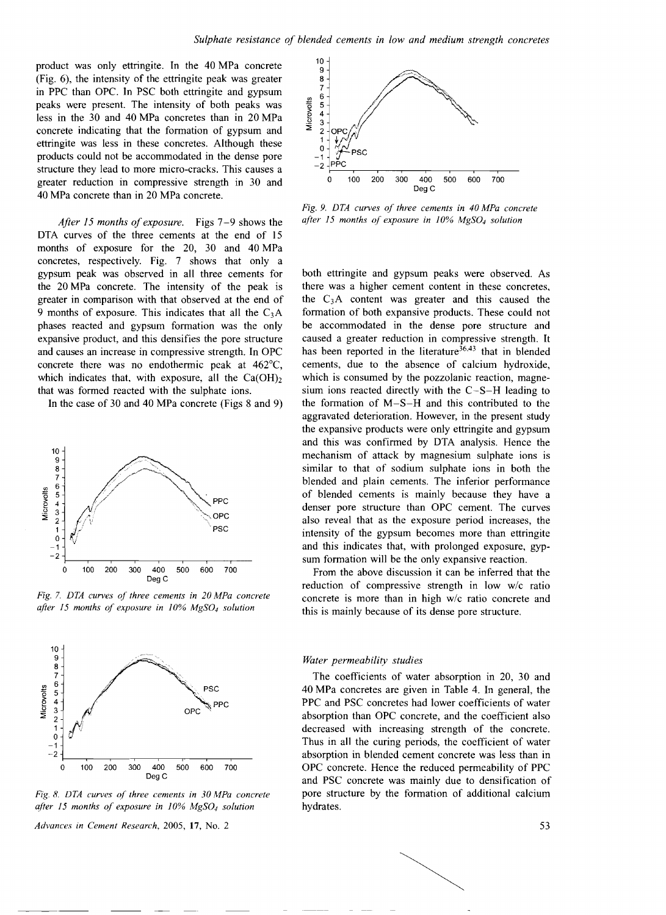product was only ettringite. In the 40 MPa concrete (Fig. 6), the intensity of the ettringite peak was greater in PPC than OPC. In PSC both ettringite and gypsum peaks were present. The intensity of both peaks was less in the 30 and 40 MPa concretes than in 20 MPa concrete indicating that the formation of gypsum and ettringite was less in these concretes. Although these products could not be accommodated in the dense pore structure they lead to more micro-cracks. This causes a greater reduction in compressive strength in 30 and 40 MPa concrete than in 20 MPa concrete.

*After 15 months of exposure.* Figs 7–9 shows the DTA curves of the three cements at the end of 15 months of exposure for the 20, 30 and 40 MPa concretes, respectively. Fig. 7 shows that only a gypsum peak was observed in all three cements for the 20 MPa concrete. The intensity of the peak is greater in comparison with that observed at the end of 9 months of exposure. This indicates that all the $C_3A$ phases reacted and gypsum formation was the only expansive product, and this densifies the pore structure and causes an increase in compressive strength. In OPC concrete there was no endothermic peak at 462°C, which indicates that, with exposure, all the $Ca(OH)_2$ that was formed reacted with the sulphate ions.

In the case of 30 and 40 MPa concrete (Figs 8 and 9) both ettringite and gypsum peaks were observed. As there was a higher cement content in these concretes, the $C_3A$ content was greater and this caused the formation of both expansive products. These could not be accommodated in the dense pore structure and caused a greater reduction in compressive strength. It has been reported in the literature[36,43] that in blended cements, due to the absence of calcium hydroxide, which is consumed by the pozzolanic reaction, magnesium ions reacted directly with the C–S–H leading to the formation of M–S–H and this contributed to the aggravated deterioration. However, in the present study the expansive products were only ettringite and gypsum and this was confirmed by DTA analysis. Hence the mechanism of attack by magnesium sulphate ions is similar to that of sodium sulphate ions in both the blended and plain cements. The inferior performance of blended cements is mainly because they have a denser pore structure than OPC cement. The curves also reveal that as the exposure period increases, the intensity of the gypsum becomes more than ettringite and this indicates that, with prolonged exposure, gypsum formation will be the only expansive reaction.

Fig. 7. DTA curves of three cements in 20 MPa concrete after 15 months of exposure in 10% $MgSO_4$ solution

Fig. 8. DTA curves of three cements in 30 MPa concrete after 15 months of exposure in 10% $MgSO_4$ solution

Fig. 9. DTA curves of three cements in 40 MPa concrete after 15 months of exposure in 10% $MgSO_4$ solution

From the above discussion it can be inferred that the reduction of compressive strength in low w/c ratio concrete is more than in high w/c ratio concrete and this is mainly because of its dense pore structure.

### Water permeability studies

The coefficients of water absorption in 20, 30 and 40 MPa concretes are given in Table 4. In general, the PPC and PSC concretes had lower coefficients of water absorption than OPC concrete, and the coefficient also decreased with increasing strength of the concrete. Thus in all the curing periods, the coefficient of water absorption in blended cement concrete was less than in OPC concrete. Hence the reduced permeability of PPC and PSC concrete was mainly due to densification of pore structure by the formation of additional calcium hydrates.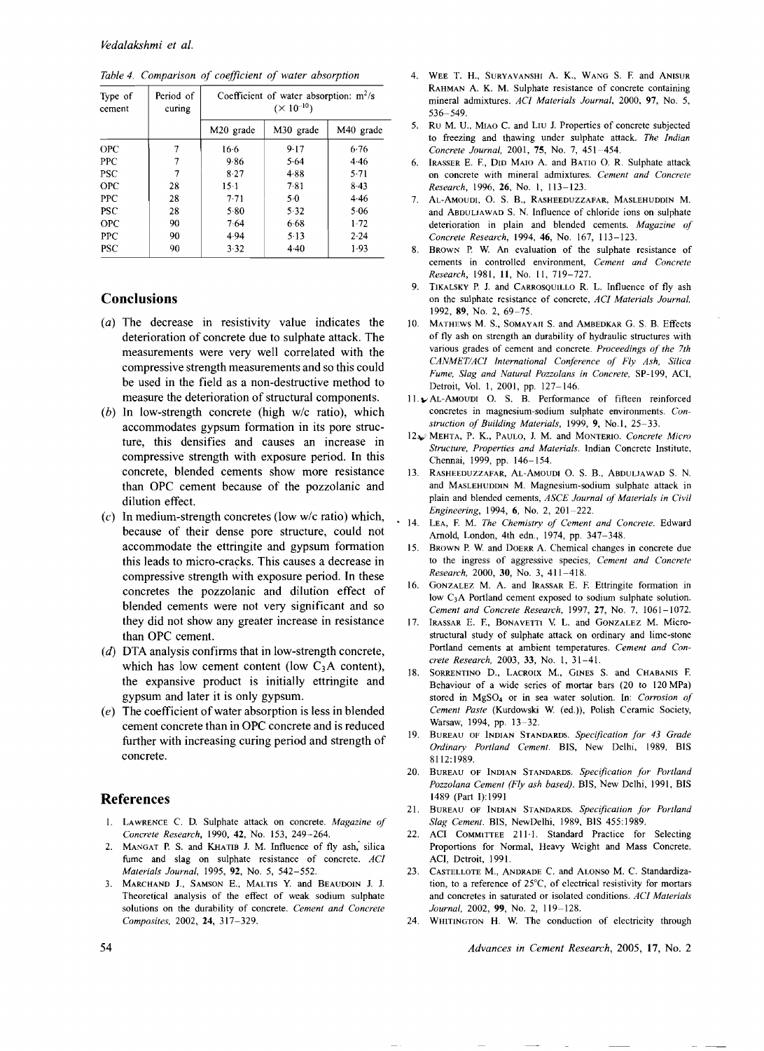Table 4. Comparison of coefficient of water absorption

| Type of cement | Period of curing | Coefficient of water absorption: $m^2/s$ ($\times 10^{-10}$) | | |
|---|---|---|---|---|
| | | M20 grade | M30 grade | M40 grade |
| OPC | 7 | 16·6 | 9·17 | 6·76 |
| PPC | 7 | 9·86 | 5·64 | 4·46 |
| PSC | 7 | 8·27 | 4·88 | 5·71 |
| OPC | 28 | 15·1 | 7·81 | 8·43 |
| PPC | 28 | 7·71 | 5·0 | 4·46 |
| PSC | 28 | 5·80 | 5·32 | 5·06 |
| OPC | 90 | 7·64 | 6·68 | 1·72 |
| PPC | 90 | 4·94 | 5·13 | 2·24 |
| PSC | 90 | 3·32 | 4·40 | 1·93 |

## Conclusions

(*a*) The decrease in resistivity value indicates the deterioration of concrete due to sulphate attack. The measurements were very well correlated with the compressive strength measurements and so this could be used in the field as a non-destructive method to measure the deterioration of structural components.

(*b*) In low-strength concrete (high w/c ratio), which accommodates gypsum formation in its pore structure, this densifies and causes an increase in compressive strength with exposure period. In this concrete, blended cements show more resistance than OPC cement because of the pozzolanic and dilution effect.

(*c*) In medium-strength concretes (low w/c ratio) which, because of their dense pore structure, could not accommodate the ettringite and gypsum formation this leads to micro-cracks. This causes a decrease in compressive strength with exposure period. In these concretes the pozzolanic and dilution effect of blended cements were not very significant and so they did not show any greater increase in resistance than OPC cement.

(*d*) DTA analysis confirms that in low-strength concrete, which has low cement content (low $C_3A$ content), the expansive product is initially ettringite and gypsum and later it is only gypsum.

(*e*) The coefficient of water absorption is less in blended cement concrete than in OPC concrete and is reduced further with increasing curing period and strength of concrete.

## References

1. Lawrence C. D. Sulphate attack on concrete. *Magazine of Concrete Research*, 1990, **42**, No. 153, 249–264.
2. Mangat P. S. and Khatib J. M. Influence of fly ash, silica fume and slag on sulphate resistance of concrete. *ACI Materials Journal*, 1995, **92**, No. 5, 542–552.
3. Marchand J., Samson E., Maltis Y. and Beaudoin J. J. Theoretical analysis of the effect of weak sodium sulphate solutions on the durability of concrete. *Cement and Concrete Composites*, 2002, **24**, 317–329.
4. Wee T. H., Suryavanshi A. K., Wang S. F. and Anisur Rahman A. K. M. Sulphate resistance of concrete containing mineral admixtures. *ACI Materials Journal*, 2000, **97**, No. 5, 536–549.
5. Ru M. U., Miao C. and Liu J. Properties of concrete subjected to freezing and thawing under sulphate attack. *The Indian Concrete Journal*, 2001, **75**, No. 7, 451–454.
6. Irasser E. F., Did Maio A. and Batio O. R. Sulphate attack on concrete with mineral admixtures. *Cement and Concrete Research*, 1996, **26**, No. 1, 113–123.
7. Al-Amoudi, O. S. B., Rasheeduzzafar, Maslehuddin M. and Abduljawad S. N. Influence of chloride ions on sulphate deterioration in plain and blended cements. *Magazine of Concrete Research*, 1994, **46**, No. 167, 113–123.
8. Brown P. W. An evaluation of the sulphate resistance of cements in controlled environment, *Cement and Concrete Research*, 1981, **11**, No. 11, 719–727.
9. Tikalsky P. J. and Carrosquillo R. L. Influence of fly ash on the sulphate resistance of concrete, *ACI Materials Journal*, 1992, **89**, No. 2, 69–75.
10. Mathews M. S., Somayaji S. and Ambedkar G. S. B. Effects of fly ash on strength an durability of hydraulic structures with various grades of cement and concrete. *Proceedings of the 7th CANMET/ACI International Conference of Fly Ash, Silica Fume, Slag and Natural Pozzolans in Concrete*, SP-199, ACI, Detroit, Vol. 1, 2001, pp. 127–146.
11. Al-Amoudi O. S. B. Performance of fifteen reinforced concretes in magnesium-sodium sulphate environments. *Construction of Building Materials*, 1999, **9**, No.1, 25–33.
12. Mehta, P. K., Paulo, J. M. and Monterio. *Concrete Micro Structure, Properties and Materials*. Indian Concrete Institute, Chennai, 1999, pp. 146–154.
13. Rasheeduzzafar, Al-Amoudi O. S. B., Abduljawad S. N. and Maslehuddin M. Magnesium-sodium sulphate attack in plain and blended cements, *ASCE Journal of Materials in Civil Engineering*, 1994, **6**, No. 2, 201–222.
14. Lea, F. M. *The Chemistry of Cement and Concrete*. Edward Arnold, London, 4th edn., 1974, pp. 347–348.
15. Brown P. W. and Doerr A. Chemical changes in concrete due to the ingress of aggressive species, *Cement and Concrete Research*, 2000, **30**, No. 3, 411–418.
16. Gonzalez M. A. and Irassar E. F. Ettringite formation in low $C_3A$ Portland cement exposed to sodium sulphate solution. *Cement and Concrete Research*, 1997, **27**, No. 7, 1061–1072.
17. Irassar E. F., Bonavetti V. L. and Gonzalez M. Microstructural study of sulphate attack on ordinary and lime-stone Portland cements at ambient temperatures. *Cement and Concrete Research*, 2003, **33**, No. 1, 31–41.
18. Sorrentino D., Lacroix M., Gines S. and Chabanis F. Behaviour of a wide series of mortar bars (20 to 120 MPa) stored in $MgSO_4$ or in sea water solution. In: *Corrosion of Cement Paste* (Kurdowski W. (ed.)), Polish Ceramic Society, Warsaw, 1994, pp. 13–32.
19. Bureau of Indian Standards. *Specification for 43 Grade Ordinary Portland Cement*. BIS, New Delhi, 1989, BIS 8112:1989.
20. Bureau of Indian Standards. *Specification for Portland Pozzolana Cement (Fly ash based)*. BIS, New Delhi, 1991, BIS 1489 (Part I):1991
21. Bureau of Indian Standards. *Specification for Portland Slag Cement*. BIS, NewDelhi, 1989, BIS 455:1989.
22. ACI Committee 211·1. Standard Practice for Selecting Proportions for Normal, Heavy Weight and Mass Concrete. ACI, Detroit, 1991.
23. Castellote M., Andrade C. and Alonso M. C. Standardization, to a reference of 25°C, of electrical resistivity for mortars and concretes in saturated or isolated conditions. *ACI Materials Journal*, 2002, **99**, No. 2, 119–128.
24. Whitington H. W. The conduction of electricity through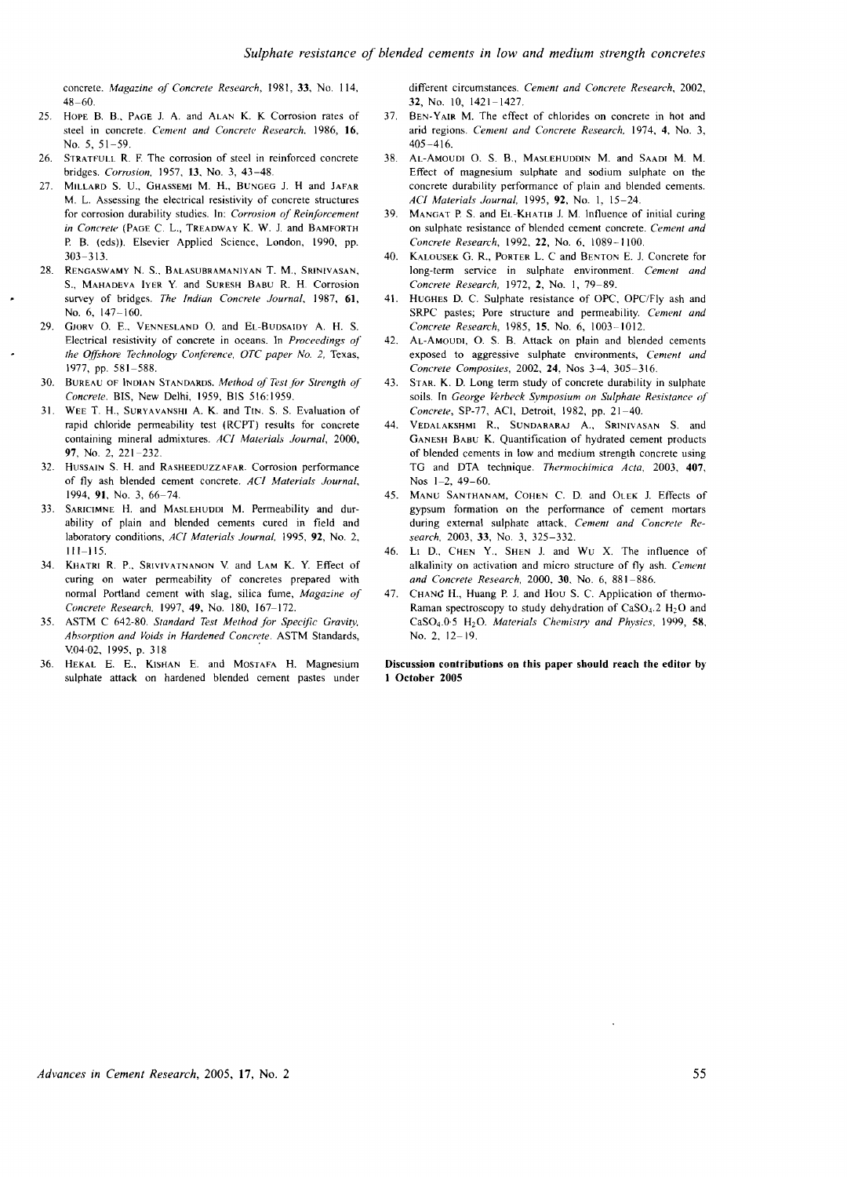concrete. *Magazine of Concrete Research*, 1981, **33**, No. 114, 48–60.

25. Hope B. B., Page J. A. and Alan K. K Corrosion rates of steel in concrete. *Cement and Concrete Research*. 1986, **16**, No. 5, 51–59.
26. Stratfull R. F. The corrosion of steel in reinforced concrete bridges. *Corrosion*, 1957, **13**, No. 3, 43–48.
27. Millard S. U., Ghassemi M. H., Bungeg J. H and Jafar M. L. Assessing the electrical resistivity of concrete structures for corrosion durability studies. In: *Corrosion of Reinforcement in Concrete* (Page C. L., Treadway K. W. J. and Bamforth P. B. (eds)). Elsevier Applied Science, London, 1990, pp. 303–313.
28. Rengaswamy N. S., Balasubramaniyan T. M., Srinivasan, S., Mahadeva Iyer Y. and Suresh Babu R. H. Corrosion survey of bridges. *The Indian Concrete Journal*, 1987, **61**, No. 6, 147–160.
29. Gjorv O. E., Vennesland O. and El-Budsaidy A. H. S. Electrical resistivity of concrete in oceans. In *Proceedings of the Offshore Technology Conference, OTC paper No. 2*, Texas, 1977, pp. 581–588.
30. Bureau of Indian Standards. *Method of Test for Strength of Concrete*. BIS, New Delhi, 1959, BIS 516:1959.
31. Wee T. H., Suryavanshi A. K. and Tin. S. S. Evaluation of rapid chloride permeability test (RCPT) results for concrete containing mineral admixtures. *ACI Materials Journal*, 2000, **97**, No. 2, 221–232.
32. Hussain S. H. and Rasheeduzzafar. Corrosion performance of fly ash blended cement concrete. *ACI Materials Journal*, 1994, **91**, No. 3, 66–74.
33. Saricimne H. and Maslehuddi M. Permeability and durability of plain and blended cements cured in field and laboratory conditions, *ACI Materials Journal*, 1995, **92**, No. 2, 111–115.
34. Khatri R. P., Srivivatnanon V. and Lam K. Y. Effect of curing on water permeability of concretes prepared with normal Portland cement with slag, silica fume, *Magazine of Concrete Research*, 1997, **49**, No. 180, 167–172.
35. ASTM C 642-80. *Standard Test Method for Specific Gravity, Absorption and Voids in Hardened Concrete*. ASTM Standards, V.04-02, 1995, p. 318
36. Hekal E. E., Kishan E. and Mostafa H. Magnesium sulphate attack on hardened blended cement pastes under different circumstances. *Cement and Concrete Research*, 2002, **32**, No. 10, 1421–1427.
37. Ben-Yair M. The effect of chlorides on concrete in hot and arid regions. *Cement and Concrete Research*, 1974, **4**, No. 3, 405–416.
38. Al-Amoudi O. S. B., Maslehuddin M. and Saadi M. M. Effect of magnesium sulphate and sodium sulphate on the concrete durability performance of plain and blended cements. *ACI Materials Journal*, 1995, **92**, No. 1, 15–24.
39. Mangat P. S. and El-Khatib J. M. Influence of initial curing on sulphate resistance of blended cement concrete. *Cement and Concrete Research*, 1992, **22**, No. 6, 1089–1100.
40. Kalousek G. R., Porter L. C and Benton E. J. Concrete for long-term service in sulphate environment. *Cement and Concrete Research*, 1972, **2**, No. 1, 79–89.
41. Hughes D. C. Sulphate resistance of OPC, OPC/Fly ash and SRPC pastes; Pore structure and permeability. *Cement and Concrete Research*, 1985, **15**, No. 6, 1003–1012.
42. Al-Amoudi, O. S. B. Attack on plain and blended cements exposed to aggressive sulphate environments, *Cement and Concrete Composites*, 2002, **24**, Nos 3–4, 305–316.
43. Star. K. D. Long term study of concrete durability in sulphate soils. In *George Verbeck Symposium on Sulphate Resistance of Concrete*, SP-77, ACI, Detroit, 1982, pp. 21–40.
44. Vedalakshmi R., Sundararaj A., Srinivasan S. and Ganesh Babu K. Quantification of hydrated cement products of blended cements in low and medium strength concrete using TG and DTA technique. *Thermochimica Acta*, 2003, **407**, Nos 1–2, 49–60.
45. Manu Santhanam, Cohen C. D. and Olek J. Effects of gypsum formation on the performance of cement mortars during external sulphate attack. *Cement and Concrete Research*, 2003, **33**, No. 3, 325–332.
46. Li D., Chen Y., Shen J. and Wu X. The influence of alkalinity on activation and micro structure of fly ash. *Cement and Concrete Research*, 2000, **30**, No. 6, 881–886.
47. Chang H., Huang P. J. and Hou S. C. Application of thermo-Raman spectroscopy to study dehydration of $CaSO_4.2\ H_2O$ and $CaSO_4.0{\cdot}5\ H_2O$. *Materials Chemistry and Physics*, 1999, **58**, No. 2, 12–19.

**Discussion contributions on this paper should reach the editor by 1 October 2005**